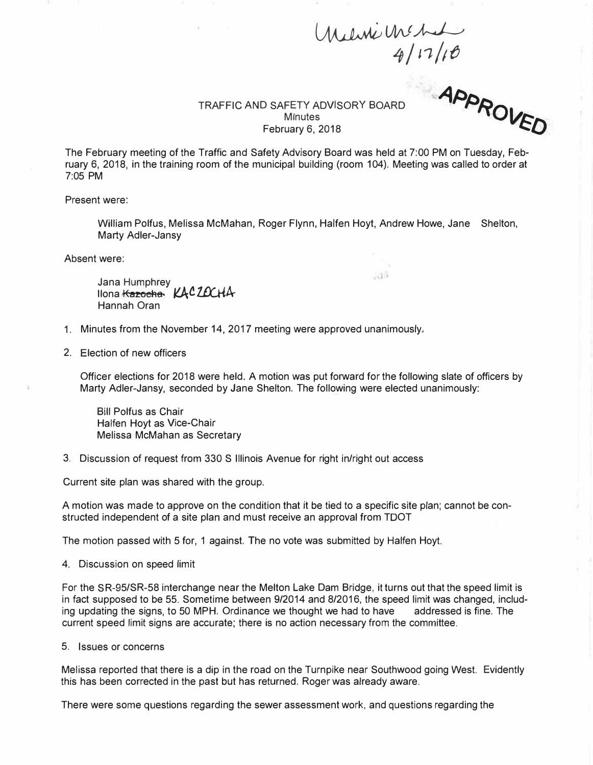Melissa McMahan
4/17/18

APPROVED

# TRAFFIC AND SAFETY ADVISORY BOARD
## Minutes
## February 6, 2018

The February meeting of the Traffic and Safety Advisory Board was held at 7:00 PM on Tuesday, February 6, 2018, in the training room of the municipal building (room 104). Meeting was called to order at 7:05 PM

Present were:

> William Polfus, Melissa McMahan, Roger Flynn, Halfen Hoyt, Andrew Howe, Jane Shelton, Marty Adler-Jansy

Absent were:

> Jana Humphrey
> Ilona ~~Kazocha~~ KACZOCHA
> Hannah Oran

1. Minutes from the November 14, 2017 meeting were approved unanimously.

2. Election of new officers

   Officer elections for 2018 were held. A motion was put forward for the following slate of officers by Marty Adler-Jansy, seconded by Jane Shelton. The following were elected unanimously:

   > Bill Polfus as Chair
   > Halfen Hoyt as Vice-Chair
   > Melissa McMahan as Secretary

3. Discussion of request from 330 S Illinois Avenue for right in/right out access

Current site plan was shared with the group.

A motion was made to approve on the condition that it be tied to a specific site plan; cannot be constructed independent of a site plan and must receive an approval from TDOT

The motion passed with 5 for, 1 against. The no vote was submitted by Halfen Hoyt.

4. Discussion on speed limit

For the SR-95/SR-58 interchange near the Melton Lake Dam Bridge, it turns out that the speed limit is in fact supposed to be 55. Sometime between 9/2014 and 8/2016, the speed limit was changed, including updating the signs, to 50 MPH. Ordinance we thought we had to have addressed is fine. The current speed limit signs are accurate; there is no action necessary from the committee.

5. Issues or concerns

Melissa reported that there is a dip in the road on the Turnpike near Southwood going West. Evidently this has been corrected in the past but has returned. Roger was already aware.

There were some questions regarding the sewer assessment work, and questions regarding the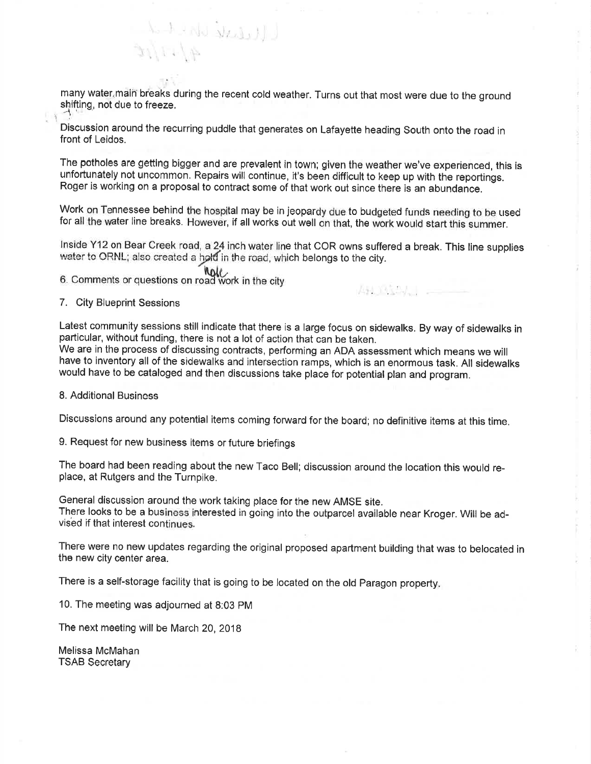many water main breaks during the recent cold weather. Turns out that most were due to the ground shifting, not due to freeze.

Discussion around the recurring puddle that generates on Lafayette heading South onto the road in front of Leidos.

The potholes are getting bigger and are prevalent in town; given the weather we've experienced, this is unfortunately not uncommon. Repairs will continue, it's been difficult to keep up with the reportings. Roger is working on a proposal to contract some of that work out since there is an abundance.

Work on Tennessee behind the hospital may be in jeopardy due to budgeted funds needing to be used for all the water line breaks. However, if all works out well on that, the work would start this summer.

Inside Y12 on Bear Creek road, a 24 inch water line that COR owns suffered a break. This line supplies water to ORNL; also created a hole in the road, which belongs to the city.

6. Comments or questions on road work in the city

7. City Blueprint Sessions

Latest community sessions still indicate that there is a large focus on sidewalks. By way of sidewalks in particular, without funding, there is not a lot of action that can be taken.
We are in the process of discussing contracts, performing an ADA assessment which means we will have to inventory all of the sidewalks and intersection ramps, which is an enormous task. All sidewalks would have to be cataloged and then discussions take place for potential plan and program.

8. Additional Business

Discussions around any potential items coming forward for the board; no definitive items at this time.

9. Request for new business items or future briefings

The board had been reading about the new Taco Bell; discussion around the location this would replace, at Rutgers and the Turnpike.

General discussion around the work taking place for the new AMSE site.
There looks to be a business interested in going into the outparcel available near Kroger. Will be advised if that interest continues.

There were no new updates regarding the original proposed apartment building that was to belocated in the new city center area.

There is a self-storage facility that is going to be located on the old Paragon property.

10. The meeting was adjourned at 8:03 PM

The next meeting will be March 20, 2018

Melissa McMahan
TSAB Secretary